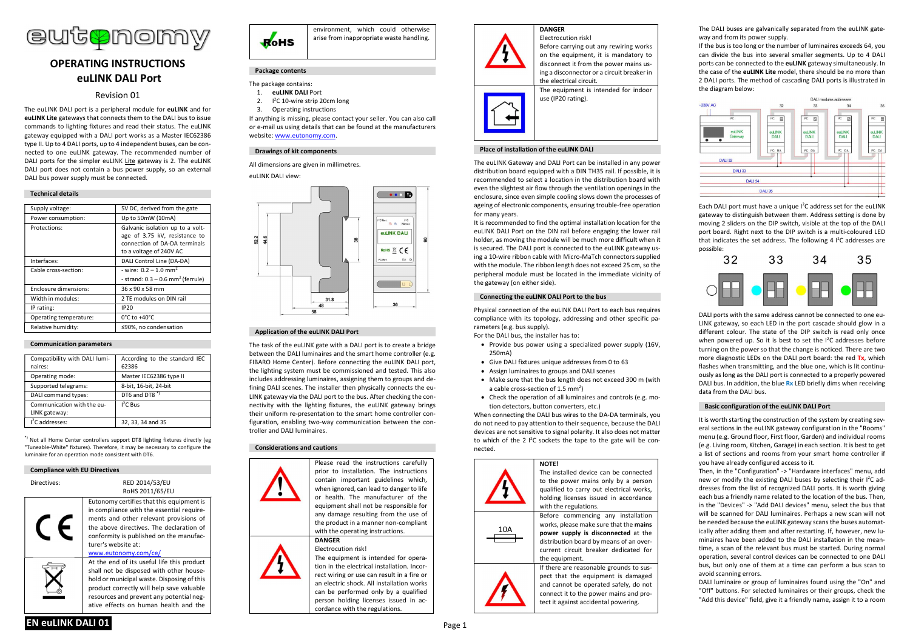# OPERATING INSTRUCTIONS
# euLINK DALI Port

Revision 01

The euLINK DALI port is a peripheral module for **euLINK** and for **euLINK Lite** gateways that connects them to the DALI bus to issue commands to lighting fixtures and read their status. The euLINK gateway equipped with a DALI port works as a Master IEC62386 type II. Up to 4 DALI ports, up to 4 independent buses, can be connected to one euLINK gateway. The recommended number of DALI ports for the simpler euLINK Lite gateway is 2. The euLINK DALI port does not contain a bus power supply, so an external DALI bus power supply must be connected.

## Technical details

| | |
|---|---|
| Supply voltage: | 5V DC, derived from the gate |
| Power consumption: | Up to 50mW (10mA) |
| Protections: | Galvanic isolation up to a voltage of 3.75 kV, resistance to connection of DA-DA terminals to a voltage of 240V AC |
| Interfaces: | DALI Control Line (DA-DA) |
| Cable cross-section: | - wire: 0.2 – 1.0 mm$^2$<br>- strand: 0.3 – 0.6 mm$^2$ (ferrule) |
| Enclosure dimensions: | 36 x 90 x 58 mm |
| Width in modules: | 2 TE modules on DIN rail |
| IP rating: | IP20 |
| Operating temperature: | 0°C to +40°C |
| Relative humidity: | ≤90%, no condensation |

## Communication parameters

| | |
|---|---|
| Compatibility with DALI luminaires: | According to the standard IEC 62386 |
| Operating mode: | Master IEC62386 type II |
| Supported telegrams: | 8-bit, 16-bit, 24-bit |
| DALI command types: | DT6 and DT8 *) |
| Communication with the euLINK gateway: | I$^2$C Bus |
| I$^2$C addresses: | 32, 33, 34 and 35 |

*) Not all Home Center controllers support DT8 lighting fixtures directly (eg "Tuneable-White" fixtures). Therefore, it may be necessary to configure the luminaire for an operation mode consistent with DT6.

## Compliance with EU Directives

Directives: RED 2014/53/EU, RoHS 2011/65/EU

Eutonomy certifies that this equipment is in compliance with the essential requirements and other relevant provisions of the above directives. The declaration of conformity is published on the manufacturer's website at: www.eutonomy.com/ce/

At the end of its useful life this product shall not be disposed with other household or municipal waste. Disposing of this product correctly will help save valuable resources and prevent any potential negative effects on human health and the environment, which could otherwise arise from inappropriate waste handling.

## Package contents

The package contains:

1. **euLINK DALI** Port
2. I$^2$C 10-wire strip 20cm long
3. Operating instructions

If anything is missing, please contact your seller. You can also call or e-mail us using details that can be found at the manufacturers website: www.eutonomy.com.

## Drawings of kit components

All dimensions are given in millimetres.

euLINK DALI view:

## Application of the euLINK DALI Port

The task of the euLINK gate with a DALI port is to create a bridge between the DALI luminaires and the smart home controller (e.g. FIBARO Home Center). Before connecting the euLINK DALI port, the lighting system must be commissioned and tested. This also includes addressing luminaires, assigning them to groups and defining DALI scenes. The installer then physically connects the euLINK gateway via the DALI port to the bus. After checking the connectivity with the lighting fixtures, the euLINK gateway brings their uniform re-presentation to the smart home controller configuration, enabling two-way communication between the controller and DALI luminaires.

## Considerations and cautions

Please read the instructions carefully prior to installation. The instructions contain important guidelines which, when ignored, can lead to danger to life or health. The manufacturer of the equipment shall not be responsible for any damage resulting from the use of the product in a manner non-compliant with the operating instructions.

**DANGER**
Electrocution risk!
The equipment is intended for operation in the electrical installation. Incorrect wiring or use can result in a fire or an electric shock. All installation works can be performed only by a qualified person holding licenses issued in accordance with the regulations.

**DANGER**
Electrocution risk!
Before carrying out any rewiring works on the equipment, it is mandatory to disconnect it from the power mains using a disconnector or a circuit breaker in the electrical circuit.

The equipment is intended for indoor use (IP20 rating).

## Place of installation of the euLINK DALI

The euLINK Gateway and DALI Port can be installed in any power distribution board equipped with a DIN TH35 rail. If possible, it is recommended to select a location in the distribution board with even the slightest air flow through the ventilation openings in the enclosure, since even simple cooling slows down the processes of ageing of electronic components, ensuring trouble-free operation for many years.

It is recommended to find the optimal installation location for the euLINK DALI Port on the DIN rail before engaging the lower rail holder, as moving the module will be much more difficult when it is secured. The DALI port is connected to the euLINK gateway using a 10-wire ribbon cable with Micro-MaTch connectors supplied with the module. The ribbon length does not exceed 25 cm, so the peripheral module must be located in the immediate vicinity of the gateway (on either side).

## Connecting the euLINK DALI Port to the bus

Physical connection of the euLINK DALI Port to each bus requires compliance with its topology, addressing and other specific parameters (e.g. bus supply).

For the DALI bus, the installer has to:

- Provide bus power using a specialized power supply (16V, 250mA)
- Give DALI fixtures unique addresses from 0 to 63
- Assign luminaires to groups and DALI scenes
- Make sure that the bus length does not exceed 300 m (with a cable cross-section of 1.5 mm$^2$)
- Check the operation of all luminaires and controls (e.g. motion detectors, button converters, etc.)

When connecting the DALI bus wires to the DA-DA terminals, you do not need to pay attention to their sequence, because the DALI devices are not sensitive to signal polarity. It also does not matter to which of the 2 I$^2$C sockets the tape to the gate will be connected.

**NOTE!**
The installed device can be connected to the power mains only by a person qualified to carry out electrical works, holding licenses issued in accordance with the regulations.

Before commencing any installation works, please make sure that the **mains power supply is disconnected** at the distribution board by means of an overcurrent circuit breaker dedicated for the equipment.

If there are reasonable grounds to suspect that the equipment is damaged and cannot be operated safely, do not connect it to the power mains and protect it against accidental powering.

The DALI buses are galvanically separated from the euLINK gateway and from its power supply.

If the bus is too long or the number of luminaires exceeds 64, you can divide the bus into several smaller segments. Up to 4 DALI ports can be connected to the **euLINK** gateway simultaneously. In the case of the **euLINK Lite** model, there should be no more than 2 DALI ports. The method of cascading DALI ports is illustrated in the diagram below:

Each DALI port must have a unique I$^2$C address set for the euLINK gateway to distinguish between them. Address setting is done by moving 2 sliders on the DIP switch, visible at the top of the DALI port board. Right next to the DIP switch is a multi-coloured LED that indicates the set address. The following 4 I$^2$C addresses are possible:

32 33 34 35

DALI ports with the same address cannot be connected to one euLINK gateway, so each LED in the port cascade should glow in a different colour. The state of the DIP switch is read only once when powered up. So it is best to set the I$^2$C addresses before turning on the power so that the change is noticed. There are two more diagnostic LEDs on the DALI port board: the red **Tx**, which flashes when transmitting, and the blue one, which is lit continuously as long as the DALI port is connected to a properly powered DALI bus. In addition, the blue **Rx** LED briefly dims when receiving data from the DALI bus.

## Basic configuration of the euLINK DALI Port

It is worth starting the construction of the system by creating several sections in the euLINK gateway configuration in the "Rooms" menu (e.g. Ground floor, First floor, Garden) and individual rooms (e.g. Living room, Kitchen, Garage) in each section. It is best to get a list of sections and rooms from your smart home controller if you have already configured access to it.

Then, in the "Configuration" -> "Hardware interfaces" menu, add new or modify the existing DALI buses by selecting their I$^2$C addresses from the list of recognized DALI ports. It is worth giving each bus a friendly name related to the location of the bus. Then, in the "Devices" -> "Add DALI devices" menu, select the bus that will be scanned for DALI luminaires. Perhaps a new scan will not be needed because the euLINK gateway scans the buses automatically after adding them and after restarting. If, however, new luminaires have been added to the DALI installation in the meantime, a scan of the relevant bus must be started. During normal operation, several control devices can be connected to one DALI bus, but only one of them at a time can perform a bus scan to avoid scanning errors.

DALI luminaire or group of luminaires found using the "On" and "Off" buttons. For selected luminaires or their groups, check the "Add this device" field, give it a friendly name, assign it to a room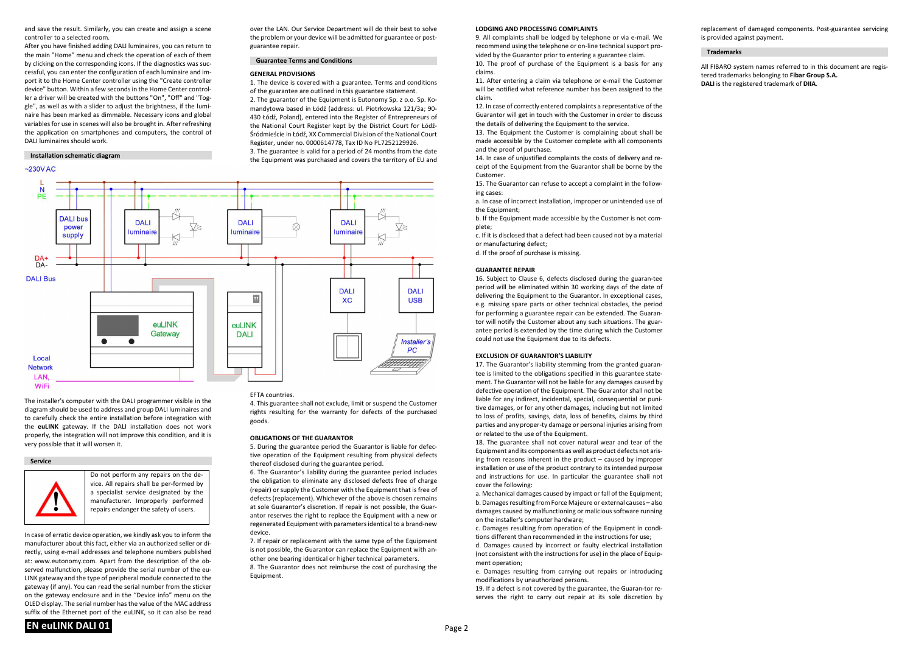and save the result. Similarly, you can create and assign a scene controller to a selected room.

After you have finished adding DALI luminaires, you can return to the main "Home" menu and check the operation of each of them by clicking on the corresponding icons. If the diagnostics was successful, you can enter the configuration of each luminaire and import it to the Home Center controller using the "Create controller device" button. Within a few seconds in the Home Center controller a driver will be created with the buttons "On", "Off" and "Toggle", as well as with a slider to adjust the brightness, if the luminaire has been marked as dimmable. Necessary icons and global variables for use in scenes will also be brought in. After refreshing the application on smartphones and computers, the control of DALI luminaires should work.

## Installation schematic diagram

~230V AC

L
N
PE

DALI bus power supply

DALI luminaire

DALI luminaire

DALI luminaire

DA+
DA-

DALI Bus

DALI XC

DALI USB

euLINK Gateway

euLINK DALI

Installer's PC

Local Network LAN, WiFi

The installer's computer with the DALI programmer visible in the diagram should be used to address and group DALI luminaires and to carefully check the entire installation before integration with the **euLINK** gateway. If the DALI installation does not work properly, the integration will not improve this condition, and it is very possible that it will worsen it.

## Service

Do not perform any repairs on the device. All repairs shall be per-formed by a specialist service designated by the manufacturer. Improperly performed repairs endanger the safety of users.

In case of erratic device operation, we kindly ask you to inform the manufacturer about this fact, either via an authorized seller or directly, using e-mail addresses and telephone numbers published at: www.eutonomy.com. Apart from the description of the observed malfunction, please provide the serial number of the euLINK gateway and the type of peripheral module connected to the gateway (if any). You can read the serial number from the sticker on the gateway enclosure and in the "Device info" menu on the OLED display. The serial number has the value of the MAC address suffix of the Ethernet port of the euLINK, so it can also be read over the LAN. Our Service Department will do their best to solve the problem or your device will be admitted for guarantee or post-guarantee repair.

## Guarantee Terms and Conditions

### GENERAL PROVISIONS

1. The device is covered with a guarantee. Terms and conditions of the guarantee are outlined in this guarantee statement.
2. The guarantor of the Equipment is Eutonomy Sp. z o.o. Sp. Komandytowa based in Łódź (address: ul. Piotrkowska 121/3a; 90-430 Łódź, Poland), entered into the Register of Entrepreneurs of the National Court Register kept by the District Court for Łódź-Śródmieście in Łódź, XX Commercial Division of the National Court Register, under no. 0000614778, Tax ID No PL7252129926.
3. The guarantee is valid for a period of 24 months from the date the Equipment was purchased and covers the territory of EU and EFTA countries.
4. This guarantee shall not exclude, limit or suspend the Customer rights resulting from the warranty for defects of the purchased goods.

### OBLIGATIONS OF THE GUARANTOR

5. During the guarantee period the Guarantor is liable for defective operation of the Equipment resulting from physical defects thereof disclosed during the guarantee period.
6. The Guarantor's liability during the guarantee period includes the obligation to eliminate any disclosed defects free of charge (repair) or supply the Customer with the Equipment that is free of defects (replacement). Whichever of the above is chosen remains at sole Guarantor's discretion. If repair is not possible, the Guarantor reserves the right to replace the Equipment with a new or regenerated Equipment with parameters identical to a brand-new device.
7. If repair or replacement with the same type of the Equipment is not possible, the Guarantor can replace the Equipment with another one bearing identical or higher technical parameters.
8. The Guarantor does not reimburse the cost of purchasing the Equipment.

### LODGING AND PROCESSING COMPLAINTS

9. All complaints shall be lodged by telephone or via e-mail. We recommend using the telephone or on-line technical support provided by the Guarantor prior to entering a guarantee claim.
10. The proof of purchase of the Equipment is a basis for any claims.
11. After entering a claim via telephone or e-mail the Customer will be notified what reference number has been assigned to the claim.
12. In case of correctly entered complaints a representative of the Guarantor will get in touch with the Customer in order to discuss the details of delivering the Equipment to the service.
13. The Equipment the Customer is complaining about shall be made accessible by the Customer complete with all components and the proof of purchase.
14. In case of unjustified complaints the costs of delivery and receipt of the Equipment from the Guarantor shall be borne by the Customer.
15. The Guarantor can refuse to accept a complaint in the following cases:

a. In case of incorrect installation, improper or unintended use of the Equipment;

b. If the Equipment made accessible by the Customer is not complete;

c. If it is disclosed that a defect had been caused not by a material or manufacturing defect;

d. If the proof of purchase is missing.

### GUARANTEE REPAIR

16. Subject to Clause 6, defects disclosed during the guaran-tee period will be eliminated within 30 working days of the date of delivering the Equipment to the Guarantor. In exceptional cases, e.g. missing spare parts or other technical obstacles, the period for performing a guarantee repair can be extended. The Guarantor will notify the Customer about any such situations. The guarantee period is extended by the time during which the Customer could not use the Equipment due to its defects.

### EXCLUSION OF GUARANTOR'S LIABILITY

17. The Guarantor's liability stemming from the granted guarantee is limited to the obligations specified in this guarantee statement. The Guarantor will not be liable for any damages caused by defective operation of the Equipment. The Guarantor shall not be liable for any indirect, incidental, special, consequential or punitive damages, or for any other damages, including but not limited to loss of profits, savings, data, loss of benefits, claims by third parties and any proper-ty damage or personal injuries arising from or related to the use of the Equipment.
18. The guarantee shall not cover natural wear and tear of the Equipment and its components as well as product defects not arising from reasons inherent in the product – caused by improper installation or use of the product contrary to its intended purpose and instructions for use. In particular the guarantee shall not cover the following:

a. Mechanical damages caused by impact or fall of the Equipment;

b. Damages resulting from Force Majeure or external causes – also damages caused by malfunctioning or malicious software running on the installer's computer hardware;

c. Damages resulting from operation of the Equipment in conditions different than recommended in the instructions for use;

d. Damages caused by incorrect or faulty electrical installation (not consistent with the instructions for use) in the place of Equipment operation;

e. Damages resulting from carrying out repairs or introducing modifications by unauthorized persons.

19. If a defect is not covered by the guarantee, the Guaran-tor reserves the right to carry out repair at its sole discretion by replacement of damaged components. Post-guarantee servicing is provided against payment.

## Trademarks

All FIBARO system names referred to in this document are registered trademarks belonging to **Fibar Group S.A.**
**DALI** is the registered trademark of **DIIA**.

**EN euLINK DALI 01**